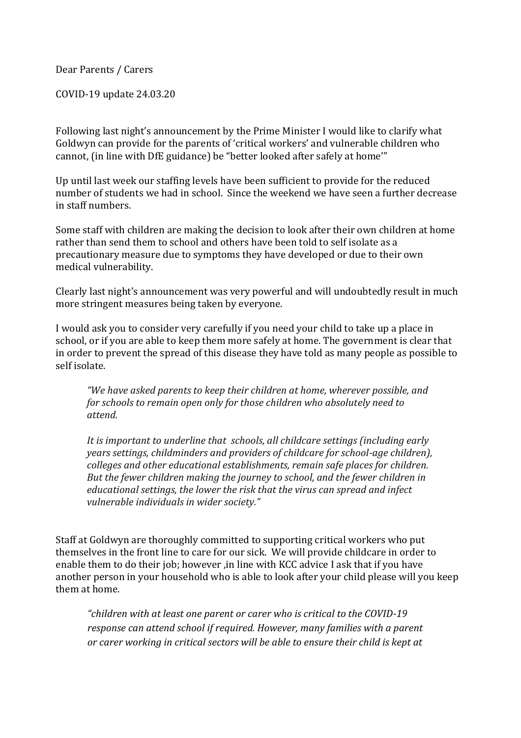Dear Parents / Carers

COVID-19 update 24.03.20

Following last night's announcement by the Prime Minister I would like to clarify what Goldwyn can provide for the parents of 'critical workers' and vulnerable children who cannot, (in line with DfE guidance) be "better looked after safely at home'"

Up until last week our staffing levels have been sufficient to provide for the reduced number of students we had in school. Since the weekend we have seen a further decrease in staff numbers.

Some staff with children are making the decision to look after their own children at home rather than send them to school and others have been told to self isolate as a precautionary measure due to symptoms they have developed or due to their own medical vulnerability.

Clearly last night's announcement was very powerful and will undoubtedly result in much more stringent measures being taken by everyone.

I would ask you to consider very carefully if you need your child to take up a place in school, or if you are able to keep them more safely at home. The government is clear that in order to prevent the spread of this disease they have told as many people as possible to self isolate.

> *"We have asked parents to keep their children at home, wherever possible, and for schools to remain open only for those children who absolutely need to attend.*
>
> *It is important to underline that schools, all childcare settings (including early years settings, childminders and providers of childcare for school-age children), colleges and other educational establishments, remain safe places for children. But the fewer children making the journey to school, and the fewer children in educational settings, the lower the risk that the virus can spread and infect vulnerable individuals in wider society."*

Staff at Goldwyn are thoroughly committed to supporting critical workers who put themselves in the front line to care for our sick. We will provide childcare in order to enable them to do their job; however ,in line with KCC advice I ask that if you have another person in your household who is able to look after your child please will you keep them at home.

> *"children with at least one parent or carer who is critical to the COVID-19 response can attend school if required. However, many families with a parent or carer working in critical sectors will be able to ensure their child is kept at*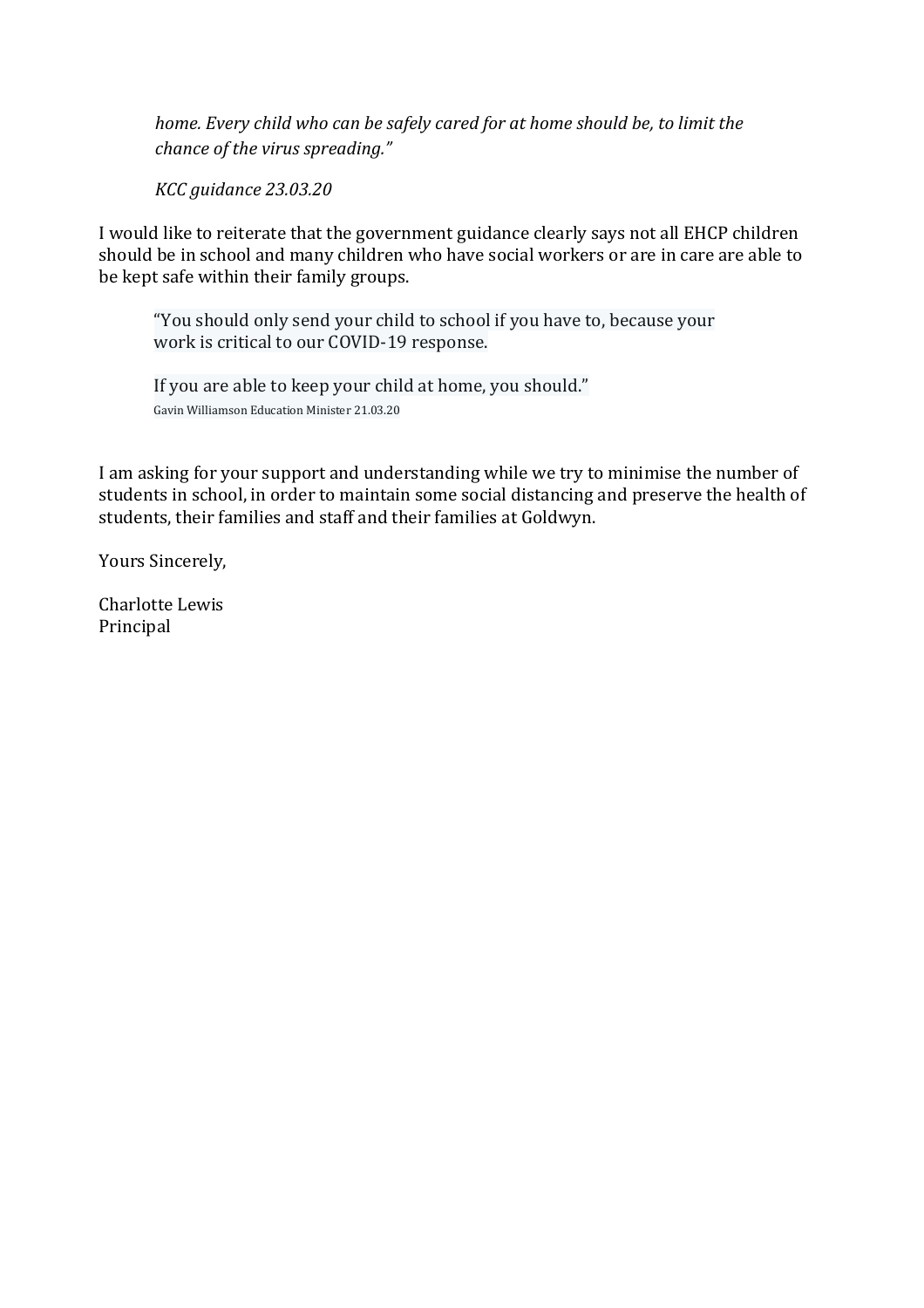*home. Every child who can be safely cared for at home should be, to limit the chance of the virus spreading."*

*KCC guidance 23.03.20*

I would like to reiterate that the government guidance clearly says not all EHCP children should be in school and many children who have social workers or are in care are able to be kept safe within their family groups.

> "You should only send your child to school if you have to, because your work is critical to our COVID-19 response.
>
> If you are able to keep your child at home, you should."
>
> Gavin Williamson Education Minister 21.03.20

I am asking for your support and understanding while we try to minimise the number of students in school, in order to maintain some social distancing and preserve the health of students, their families and staff and their families at Goldwyn.

Yours Sincerely,

Charlotte Lewis
Principal